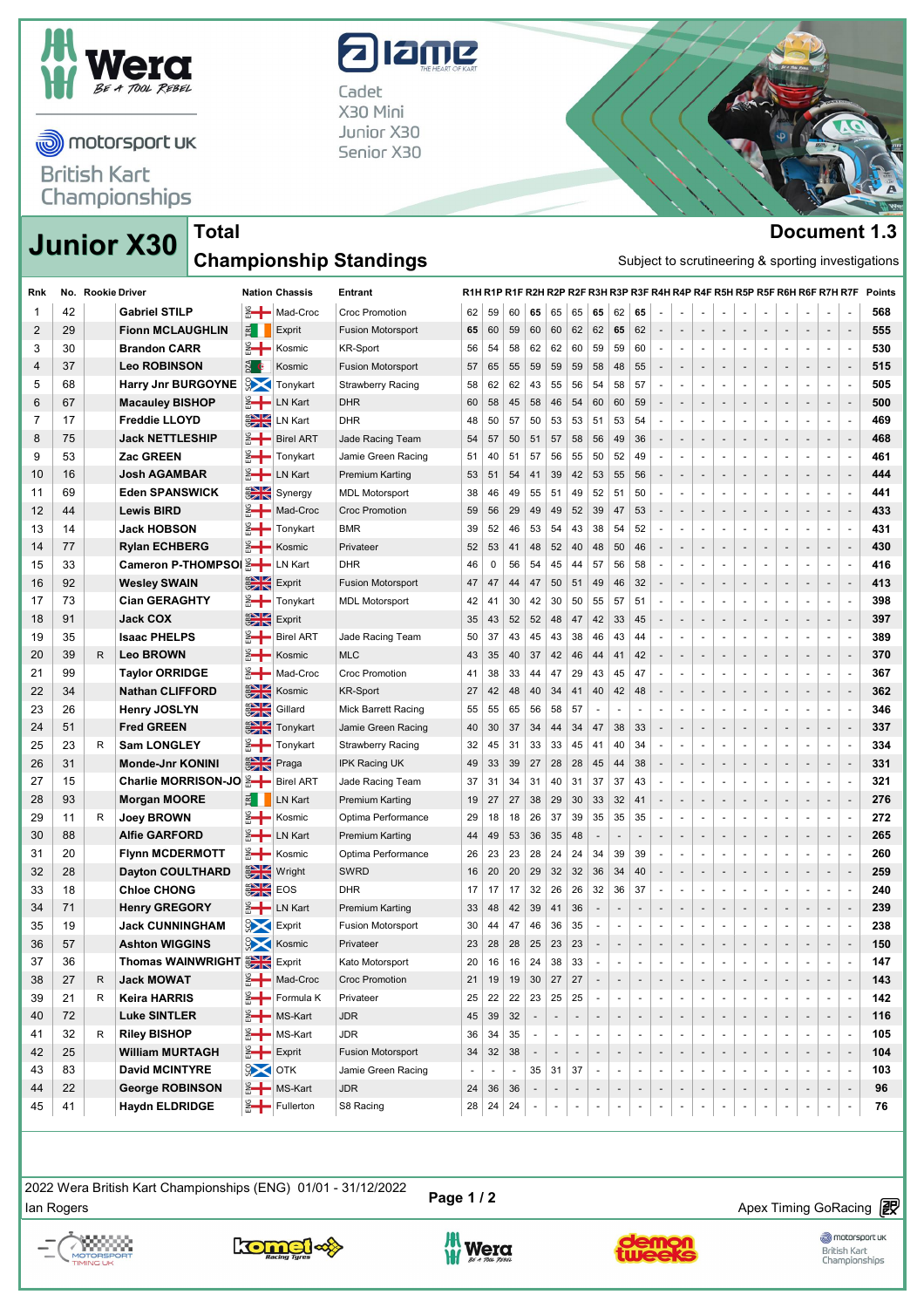Wera

motorsport UK
British Kart Championships

iame
Cadet
X30 Mini
Junior X30
Senior X30

# Junior X30

## Total Championship Standings

**Document 1.3**

Subject to scrutineering & sporting investigations

| Rnk | No. | Rookie | Driver | Nation | Chassis | Entrant | R1H | R1P | R1F | R2H | R2P | R2F | R3H | R3P | R3F | R4H | R4P | R4F | R5H | R5P | R5F | R6H | R6F | R7H | R7F | Points |
|---|---|---|---|---|---|---|---|---|---|---|---|---|---|---|---|---|---|---|---|---|---|---|---|---|---|---|
| 1 | 42 | | Gabriel STILP | ENG | Mad-Croc | Croc Promotion | 62 | 59 | 60 | 65 | 65 | 65 | 65 | 62 | 65 | - | - | - | - | - | - | - | - | - | - | 568 |
| 2 | 29 | | Fionn MCLAUGHLIN | IRL | Exprit | Fusion Motorsport | 65 | 60 | 59 | 60 | 60 | 62 | 62 | 65 | 62 | - | - | - | - | - | - | - | - | - | - | 555 |
| 3 | 30 | | Brandon CARR | ENG | Kosmic | KR-Sport | 56 | 54 | 58 | 62 | 62 | 60 | 59 | 59 | 60 | - | - | - | - | - | - | - | - | - | - | 530 |
| 4 | 37 | | Leo ROBINSON | RSA | Kosmic | Fusion Motorsport | 57 | 65 | 55 | 59 | 59 | 58 | 48 | 55 | - | - | - | - | - | - | - | - | - | - | - | 515 |
| 5 | 68 | | Harry Jnr BURGOYNE | SCO | Tonykart | Strawberry Racing | 58 | 62 | 62 | 43 | 55 | 56 | 54 | 58 | 57 | - | - | - | - | - | - | - | - | - | - | 505 |
| 6 | 67 | | Macauley BISHOP | ENG | LN Kart | DHR | 60 | 58 | 45 | 58 | 46 | 54 | 60 | 60 | 59 | - | - | - | - | - | - | - | - | - | - | 500 |
| 7 | 17 | | Freddie LLOYD | GBR | LN Kart | DHR | 48 | 50 | 57 | 50 | 53 | 53 | 51 | 53 | 54 | - | - | - | - | - | - | - | - | - | - | 469 |
| 8 | 75 | | Jack NETTLESHIP | ENG | Birel ART | Jade Racing Team | 54 | 57 | 50 | 51 | 57 | 58 | 56 | 49 | 36 | - | - | - | - | - | - | - | - | - | - | 468 |
| 9 | 53 | | Zac GREEN | ENG | Tonykart | Jamie Green Racing | 51 | 40 | 51 | 57 | 56 | 55 | 50 | 52 | 49 | - | - | - | - | - | - | - | - | - | - | 461 |
| 10 | 16 | | Josh AGAMBAR | ENG | LN Kart | Premium Karting | 53 | 51 | 54 | 41 | 39 | 42 | 53 | 55 | 56 | - | - | - | - | - | - | - | - | - | - | 444 |
| 11 | 69 | | Eden SPANSWICK | GBR | Synergy | MDL Motorsport | 38 | 46 | 49 | 55 | 51 | 49 | 52 | 51 | 50 | - | - | - | - | - | - | - | - | - | - | 441 |
| 12 | 44 | | Lewis BIRD | ENG | Mad-Croc | Croc Promotion | 59 | 56 | 29 | 49 | 49 | 52 | 39 | 47 | 53 | - | - | - | - | - | - | - | - | - | - | 433 |
| 13 | 14 | | Jack HOBSON | ENG | Tonykart | BMR | 39 | 52 | 46 | 53 | 54 | 43 | 38 | 54 | 52 | - | - | - | - | - | - | - | - | - | - | 431 |
| 14 | 77 | | Rylan ECHBERG | ENG | Kosmic | Privateer | 52 | 53 | 41 | 48 | 52 | 40 | 48 | 50 | 46 | - | - | - | - | - | - | - | - | - | - | 430 |
| 15 | 33 | | Cameron P-THOMPSON | ENG | LN Kart | DHR | 46 | 0 | 56 | 54 | 45 | 44 | 57 | 56 | 58 | - | - | - | - | - | - | - | - | - | - | 416 |
| 16 | 92 | | Wesley SWAIN | GBR | Exprit | Fusion Motorsport | 47 | 47 | 44 | 47 | 50 | 51 | 49 | 46 | 32 | - | - | - | - | - | - | - | - | - | - | 413 |
| 17 | 73 | | Cian GERAGHTY | ENG | Tonykart | MDL Motorsport | 42 | 41 | 30 | 42 | 30 | 50 | 55 | 57 | 51 | - | - | - | - | - | - | - | - | - | - | 398 |
| 18 | 91 | | Jack COX | GBR | Exprit | | 35 | 43 | 52 | 52 | 48 | 47 | 42 | 33 | 45 | - | - | - | - | - | - | - | - | - | - | 397 |
| 19 | 35 | | Isaac PHELPS | ENG | Birel ART | Jade Racing Team | 50 | 37 | 43 | 45 | 43 | 38 | 46 | 43 | 44 | - | - | - | - | - | - | - | - | - | - | 389 |
| 20 | 39 | R | Leo BROWN | ENG | Kosmic | MLC | 43 | 35 | 40 | 37 | 42 | 46 | 44 | 41 | 42 | - | - | - | - | - | - | - | - | - | - | 370 |
| 21 | 99 | | Taylor ORRIDGE | ENG | Mad-Croc | Croc Promotion | 41 | 38 | 33 | 44 | 47 | 29 | 43 | 45 | 47 | - | - | - | - | - | - | - | - | - | - | 367 |
| 22 | 34 | | Nathan CLIFFORD | GBR | Kosmic | KR-Sport | 27 | 42 | 48 | 40 | 34 | 41 | 40 | 42 | 48 | - | - | - | - | - | - | - | - | - | - | 362 |
| 23 | 26 | | Henry JOSLYN | GBR | Gillard | Mick Barrett Racing | 55 | 55 | 65 | 56 | 58 | 57 | - | - | - | - | - | - | - | - | - | - | - | - | - | 346 |
| 24 | 51 | | Fred GREEN | GBR | Tonykart | Jamie Green Racing | 40 | 30 | 37 | 34 | 44 | 34 | 47 | 38 | 33 | - | - | - | - | - | - | - | - | - | - | 337 |
| 25 | 23 | R | Sam LONGLEY | ENG | Tonykart | Strawberry Racing | 32 | 45 | 31 | 33 | 33 | 45 | 41 | 40 | 34 | - | - | - | - | - | - | - | - | - | - | 334 |
| 26 | 31 | | Monde-Jnr KONINI | GBR | Praga | IPK Racing UK | 49 | 33 | 39 | 27 | 28 | 28 | 45 | 44 | 38 | - | - | - | - | - | - | - | - | - | - | 331 |
| 27 | 15 | | Charlie MORRISON-JO | ENG | Birel ART | Jade Racing Team | 37 | 31 | 34 | 31 | 40 | 31 | 37 | 37 | 43 | - | - | - | - | - | - | - | - | - | - | 321 |
| 28 | 93 | | Morgan MOORE | IRL | LN Kart | Premium Karting | 19 | 27 | 27 | 38 | 29 | 30 | 33 | 32 | 41 | - | - | - | - | - | - | - | - | - | - | 276 |
| 29 | 11 | R | Joey BROWN | ENG | Kosmic | Optima Performance | 29 | 18 | 18 | 26 | 37 | 39 | 35 | 35 | 35 | - | - | - | - | - | - | - | - | - | - | 272 |
| 30 | 88 | | Alfie GARFORD | ENG | LN Kart | Premium Karting | 44 | 49 | 53 | 36 | 35 | 48 | - | - | - | - | - | - | - | - | - | - | - | - | - | 265 |
| 31 | 20 | | Flynn MCDERMOTT | ENG | Kosmic | Optima Performance | 26 | 23 | 23 | 28 | 24 | 24 | 34 | 39 | 39 | - | - | - | - | - | - | - | - | - | - | 260 |
| 32 | 28 | | Dayton COULTHARD | GBR | Wright | SWRD | 16 | 20 | 20 | 29 | 32 | 32 | 36 | 34 | 40 | - | - | - | - | - | - | - | - | - | - | 259 |
| 33 | 18 | | Chloe CHONG | GBR | EOS | DHR | 17 | 17 | 17 | 32 | 26 | 26 | 32 | 36 | 37 | - | - | - | - | - | - | - | - | - | - | 240 |
| 34 | 71 | | Henry GREGORY | ENG | LN Kart | Premium Karting | 33 | 48 | 42 | 39 | 41 | 36 | - | - | - | - | - | - | - | - | - | - | - | - | - | 239 |
| 35 | 19 | | Jack CUNNINGHAM | SCO | Exprit | Fusion Motorsport | 30 | 44 | 47 | 46 | 36 | 35 | - | - | - | - | - | - | - | - | - | - | - | - | - | 238 |
| 36 | 57 | | Ashton WIGGINS | SCO | Kosmic | Privateer | 23 | 28 | 28 | 25 | 23 | 23 | - | - | - | - | - | - | - | - | - | - | - | - | - | 150 |
| 37 | 36 | | Thomas WAINWRIGHT | GBR | Exprit | Kato Motorsport | 20 | 16 | 16 | 24 | 38 | 33 | - | - | - | - | - | - | - | - | - | - | - | - | - | 147 |
| 38 | 27 | R | Jack MOWAT | ENG | Mad-Croc | Croc Promotion | 21 | 19 | 19 | 30 | 27 | 27 | - | - | - | - | - | - | - | - | - | - | - | - | - | 143 |
| 39 | 21 | R | Keira HARRIS | ENG | Formula K | Privateer | 25 | 22 | 22 | 23 | 25 | 25 | - | - | - | - | - | - | - | - | - | - | - | - | - | 142 |
| 40 | 72 | | Luke SINTLER | ENG | MS-Kart | JDR | 45 | 39 | 32 | - | - | - | - | - | - | - | - | - | - | - | - | - | - | - | - | 116 |
| 41 | 32 | R | Riley BISHOP | ENG | MS-Kart | JDR | 36 | 34 | 35 | - | - | - | - | - | - | - | - | - | - | - | - | - | - | - | - | 105 |
| 42 | 25 | | William MURTAGH | ENG | Exprit | Fusion Motorsport | 34 | 32 | 38 | - | - | - | - | - | - | - | - | - | - | - | - | - | - | - | - | 104 |
| 43 | 83 | | David MCINTYRE | SCO | OTK | Jamie Green Racing | - | - | - | 35 | 31 | 37 | - | - | - | - | - | - | - | - | - | - | - | - | - | 103 |
| 44 | 22 | | George ROBINSON | ENG | MS-Kart | JDR | 24 | 36 | 36 | - | - | - | - | - | - | - | - | - | - | - | - | - | - | - | - | 96 |
| 45 | 41 | | Haydn ELDRIDGE | ENG | Fullerton | S8 Racing | 28 | 24 | 24 | - | - | - | - | - | - | - | - | - | - | - | - | - | - | - | - | 76 |

2022 Wera British Kart Championships (ENG) 01/01 - 31/12/2022
Ian Rogers

Apex Timing GoRacing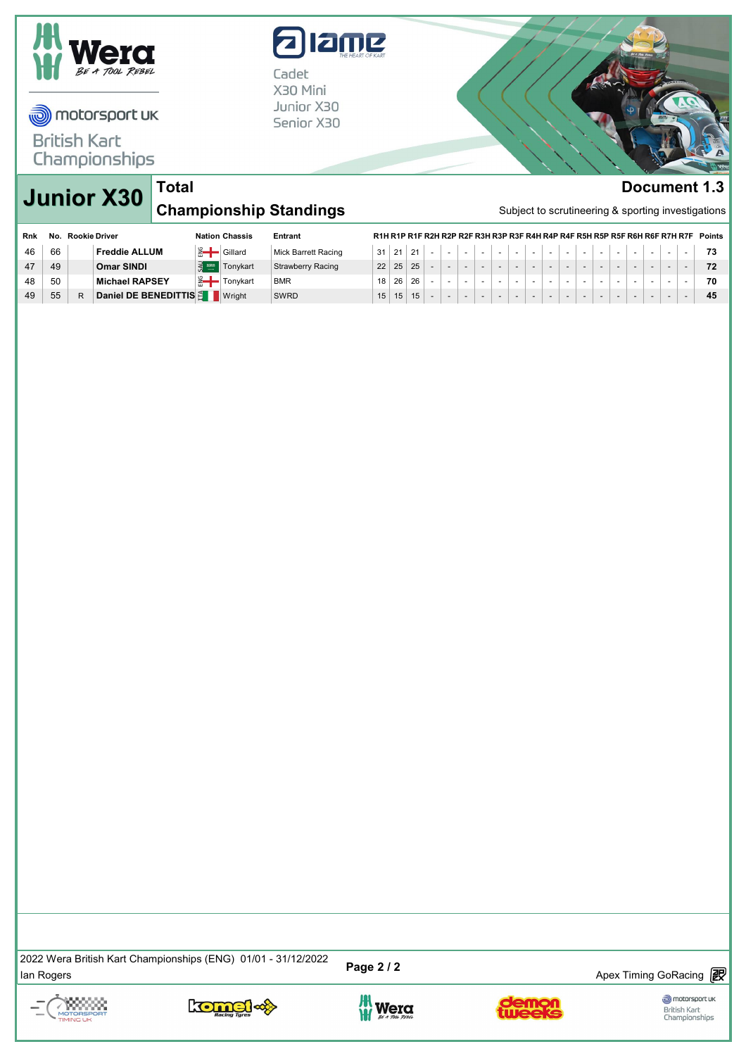Cadet
X30 Mini
Junior X30
Senior X30

# Junior X30

## Total
## Championship Standings

**Document 1.3**

Subject to scrutineering & sporting investigations

| Rnk | No. | Rookie | Driver | Nation | Chassis | Entrant | R1H | R1P | R1F | R2H | R2P | R2F | R3H | R3P | R3F | R4H | R4P | R4F | R5H | R5P | R5F | R6H | R6F | R7H | R7F | Points |
|---|---|---|---|---|---|---|---|---|---|---|---|---|---|---|---|---|---|---|---|---|---|---|---|---|---|---|
| 46 | 66 | | **Freddie ALLUM** | ENG | Gillard | Mick Barrett Racing | 31 | 21 | 21 | - | - | - | - | - | - | - | - | - | - | - | - | - | - | - | - | **73** |
| 47 | 49 | | **Omar SINDI** | SAU | Tonykart | Strawberry Racing | 22 | 25 | 25 | - | - | - | - | - | - | - | - | - | - | - | - | - | - | - | - | **72** |
| 48 | 50 | | **Michael RAPSEY** | ENG | Tonykart | BMR | 18 | 26 | 26 | - | - | - | - | - | - | - | - | - | - | - | - | - | - | - | - | **70** |
| 49 | 55 | R | **Daniel DE BENEDITTIS** | ITA | Wright | SWRD | 15 | 15 | 15 | - | - | - | - | - | - | - | - | - | - | - | - | - | - | - | - | **45** |

2022 Wera British Kart Championships (ENG) 01/01 - 31/12/2022
Ian Rogers

Apex Timing GoRacing